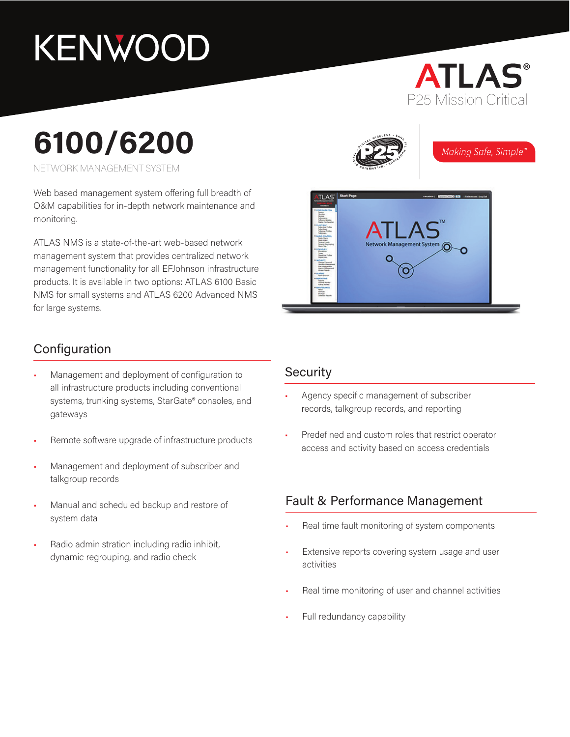KENWOOD

ATLAS®
P25 Mission Critical

# 6100/6200

NETWORK MANAGEMENT SYSTEM

*Making Safe, Simple™*

Web based management system offering full breadth of O&M capabilities for in-depth network maintenance and monitoring.

ATLAS NMS is a state-of-the-art web-based network management system that provides centralized network management functionality for all EFJohnson infrastructure products. It is available in two options: ATLAS 6100 Basic NMS for small systems and ATLAS 6200 Advanced NMS for large systems.

## Configuration

- Management and deployment of configuration to all infrastructure products including conventional systems, trunking systems, StarGate® consoles, and gateways
- Remote software upgrade of infrastructure products
- Management and deployment of subscriber and talkgroup records
- Manual and scheduled backup and restore of system data
- Radio administration including radio inhibit, dynamic regrouping, and radio check

## Security

- Agency specific management of subscriber records, talkgroup records, and reporting
- Predefined and custom roles that restrict operator access and activity based on access credentials

## Fault & Performance Management

- Real time fault monitoring of system components
- Extensive reports covering system usage and user activities
- Real time monitoring of user and channel activities
- Full redundancy capability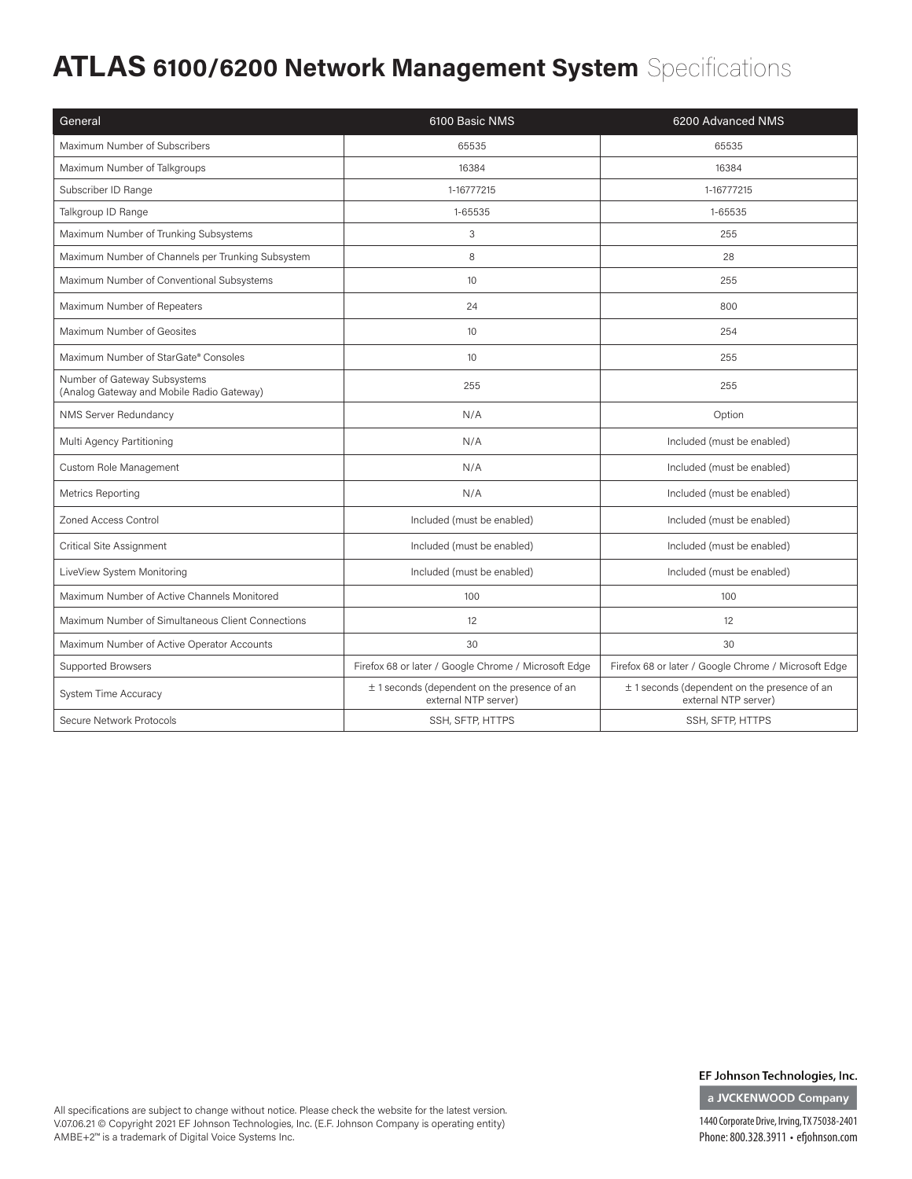# ATLAS 6100/6200 Network Management System Specifications

| General | 6100 Basic NMS | 6200 Advanced NMS |
| --- | --- | --- |
| Maximum Number of Subscribers | 65535 | 65535 |
| Maximum Number of Talkgroups | 16384 | 16384 |
| Subscriber ID Range | 1-16777215 | 1-16777215 |
| Talkgroup ID Range | 1-65535 | 1-65535 |
| Maximum Number of Trunking Subsystems | 3 | 255 |
| Maximum Number of Channels per Trunking Subsystem | 8 | 28 |
| Maximum Number of Conventional Subsystems | 10 | 255 |
| Maximum Number of Repeaters | 24 | 800 |
| Maximum Number of Geosites | 10 | 254 |
| Maximum Number of StarGate® Consoles | 10 | 255 |
| Number of Gateway Subsystems (Analog Gateway and Mobile Radio Gateway) | 255 | 255 |
| NMS Server Redundancy | N/A | Option |
| Multi Agency Partitioning | N/A | Included (must be enabled) |
| Custom Role Management | N/A | Included (must be enabled) |
| Metrics Reporting | N/A | Included (must be enabled) |
| Zoned Access Control | Included (must be enabled) | Included (must be enabled) |
| Critical Site Assignment | Included (must be enabled) | Included (must be enabled) |
| LiveView System Monitoring | Included (must be enabled) | Included (must be enabled) |
| Maximum Number of Active Channels Monitored | 100 | 100 |
| Maximum Number of Simultaneous Client Connections | 12 | 12 |
| Maximum Number of Active Operator Accounts | 30 | 30 |
| Supported Browsers | Firefox 68 or later / Google Chrome / Microsoft Edge | Firefox 68 or later / Google Chrome / Microsoft Edge |
| System Time Accuracy | ± 1 seconds (dependent on the presence of an external NTP server) | ± 1 seconds (dependent on the presence of an external NTP server) |
| Secure Network Protocols | SSH, SFTP, HTTPS | SSH, SFTP, HTTPS |

All specifications are subject to change without notice. Please check the website for the latest version.
V.07.06.21 © Copyright 2021 EF Johnson Technologies, Inc. (E.F. Johnson Company is operating entity)
AMBE+2™ is a trademark of Digital Voice Systems Inc.

EF Johnson Technologies, Inc.
a JVCKENWOOD Company
1440 Corporate Drive, Irving, TX 75038-2401
Phone: 800.328.3911 • efjohnson.com